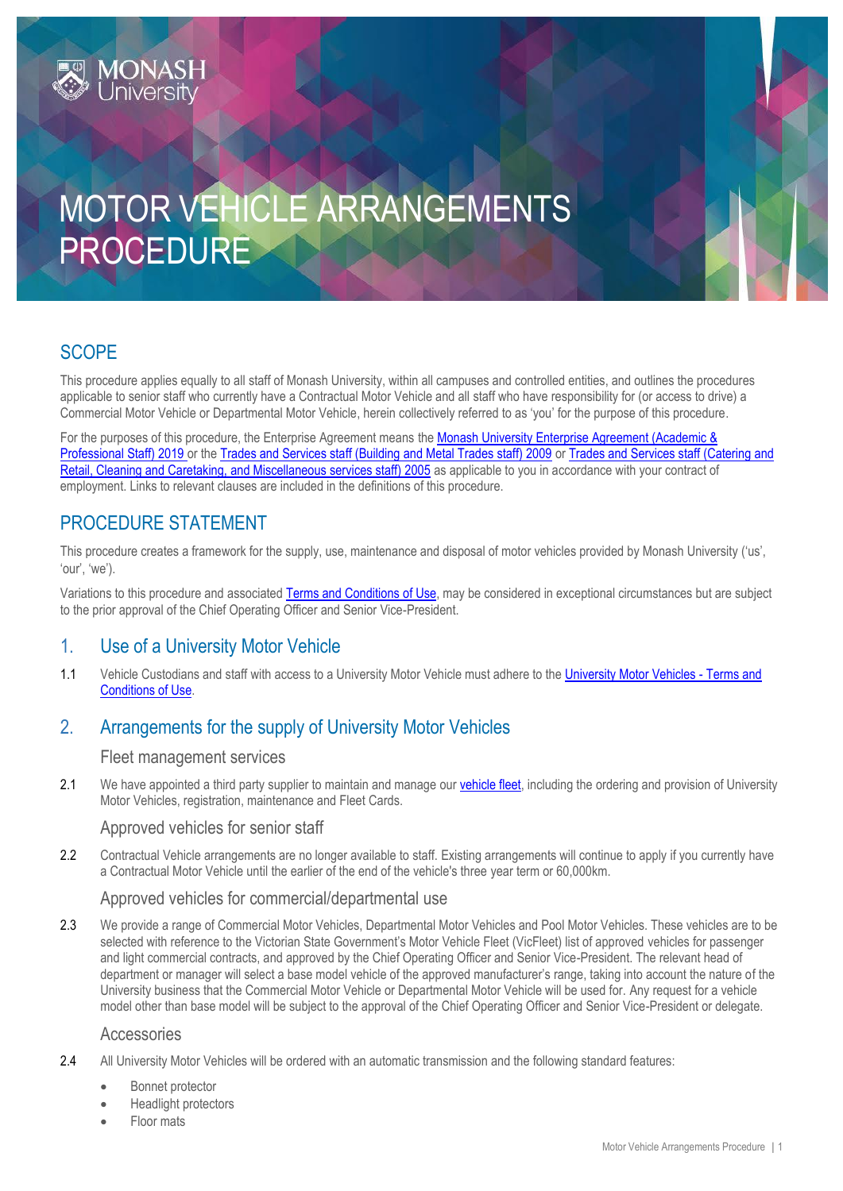# MOTOR VEHICLE ARRANGEMENTS PROCEDURE

## SCOPE

This procedure applies equally to all staff of Monash University, within all campuses and controlled entities, and outlines the procedures applicable to senior staff who currently have a Contractual Motor Vehicle and all staff who have responsibility for (or access to drive) a Commercial Motor Vehicle or Departmental Motor Vehicle, herein collectively referred to as 'you' for the purpose of this procedure.

For the purposes of this procedure, the Enterprise Agreement means the Monash University Enterprise Agreement (Academic & Professional Staff) 2019 or the Trades and Services staff (Building and Metal Trades staff) 2009 or Trades and Services staff (Catering and Retail, Cleaning and Caretaking, and Miscellaneous services staff) 2005 as applicable to you in accordance with your contract of employment. Links to relevant clauses are included in the definitions of this procedure.

## PROCEDURE STATEMENT

This procedure creates a framework for the supply, use, maintenance and disposal of motor vehicles provided by Monash University ('us', 'our', 'we').

Variations to this procedure and associated Terms and Conditions of Use, may be considered in exceptional circumstances but are subject to the prior approval of the Chief Operating Officer and Senior Vice-President.

## 1. Use of a University Motor Vehicle

1.1 Vehicle Custodians and staff with access to a University Motor Vehicle must adhere to the University Motor Vehicles - Terms and Conditions of Use.

## 2. Arrangements for the supply of University Motor Vehicles

### Fleet management services

2.1 We have appointed a third party supplier to maintain and manage our vehicle fleet, including the ordering and provision of University Motor Vehicles, registration, maintenance and Fleet Cards.

### Approved vehicles for senior staff

2.2 Contractual Vehicle arrangements are no longer available to staff. Existing arrangements will continue to apply if you currently have a Contractual Motor Vehicle until the earlier of the end of the vehicle's three year term or 60,000km.

### Approved vehicles for commercial/departmental use

2.3 We provide a range of Commercial Motor Vehicles, Departmental Motor Vehicles and Pool Motor Vehicles. These vehicles are to be selected with reference to the Victorian State Government's Motor Vehicle Fleet (VicFleet) list of approved vehicles for passenger and light commercial contracts, and approved by the Chief Operating Officer and Senior Vice-President. The relevant head of department or manager will select a base model vehicle of the approved manufacturer's range, taking into account the nature of the University business that the Commercial Motor Vehicle or Departmental Motor Vehicle will be used for. Any request for a vehicle model other than base model will be subject to the approval of the Chief Operating Officer and Senior Vice-President or delegate.

### Accessories

2.4 All University Motor Vehicles will be ordered with an automatic transmission and the following standard features:

- Bonnet protector
- Headlight protectors
- Floor mats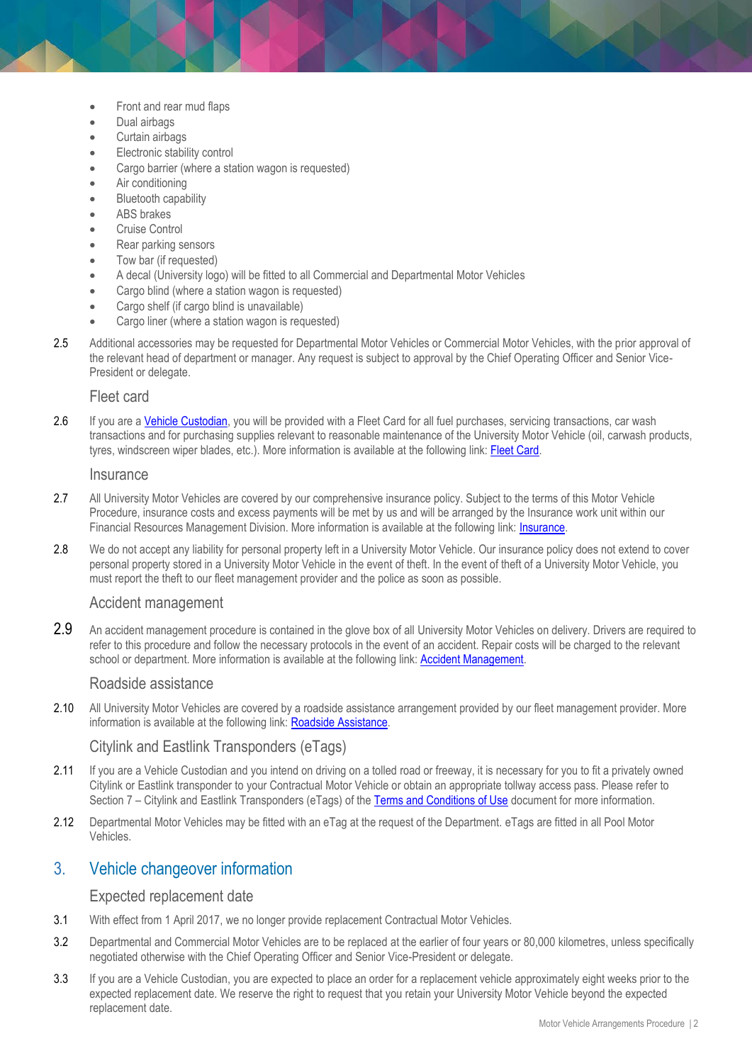- Front and rear mud flaps
- Dual airbags
- Curtain airbags
- Electronic stability control
- Cargo barrier (where a station wagon is requested)
- Air conditioning
- Bluetooth capability
- ABS brakes
- Cruise Control
- Rear parking sensors
- Tow bar (if requested)
- A decal (University logo) will be fitted to all Commercial and Departmental Motor Vehicles
- Cargo blind (where a station wagon is requested)
- Cargo shelf (if cargo blind is unavailable)
- Cargo liner (where a station wagon is requested)

2.5 Additional accessories may be requested for Departmental Motor Vehicles or Commercial Motor Vehicles, with the prior approval of the relevant head of department or manager. Any request is subject to approval by the Chief Operating Officer and Senior Vice-President or delegate.

### Fleet card

2.6 If you are a Vehicle Custodian, you will be provided with a Fleet Card for all fuel purchases, servicing transactions, car wash transactions and for purchasing supplies relevant to reasonable maintenance of the University Motor Vehicle (oil, carwash products, tyres, windscreen wiper blades, etc.). More information is available at the following link: Fleet Card.

### Insurance

2.7 All University Motor Vehicles are covered by our comprehensive insurance policy. Subject to the terms of this Motor Vehicle Procedure, insurance costs and excess payments will be met by us and will be arranged by the Insurance work unit within our Financial Resources Management Division. More information is available at the following link: Insurance.

2.8 We do not accept any liability for personal property left in a University Motor Vehicle. Our insurance policy does not extend to cover personal property stored in a University Motor Vehicle in the event of theft. In the event of theft of a University Motor Vehicle, you must report the theft to our fleet management provider and the police as soon as possible.

### Accident management

2.9 An accident management procedure is contained in the glove box of all University Motor Vehicles on delivery. Drivers are required to refer to this procedure and follow the necessary protocols in the event of an accident. Repair costs will be charged to the relevant school or department. More information is available at the following link: Accident Management.

### Roadside assistance

2.10 All University Motor Vehicles are covered by a roadside assistance arrangement provided by our fleet management provider. More information is available at the following link: Roadside Assistance.

### Citylink and Eastlink Transponders (eTags)

2.11 If you are a Vehicle Custodian and you intend on driving on a tolled road or freeway, it is necessary for you to fit a privately owned Citylink or Eastlink transponder to your Contractual Motor Vehicle or obtain an appropriate tollway access pass. Please refer to Section 7 – Citylink and Eastlink Transponders (eTags) of the Terms and Conditions of Use document for more information.

2.12 Departmental Motor Vehicles may be fitted with an eTag at the request of the Department. eTags are fitted in all Pool Motor Vehicles.

## 3. Vehicle changeover information

### Expected replacement date

3.1 With effect from 1 April 2017, we no longer provide replacement Contractual Motor Vehicles.

3.2 Departmental and Commercial Motor Vehicles are to be replaced at the earlier of four years or 80,000 kilometres, unless specifically negotiated otherwise with the Chief Operating Officer and Senior Vice-President or delegate.

3.3 If you are a Vehicle Custodian, you are expected to place an order for a replacement vehicle approximately eight weeks prior to the expected replacement date. We reserve the right to request that you retain your University Motor Vehicle beyond the expected replacement date.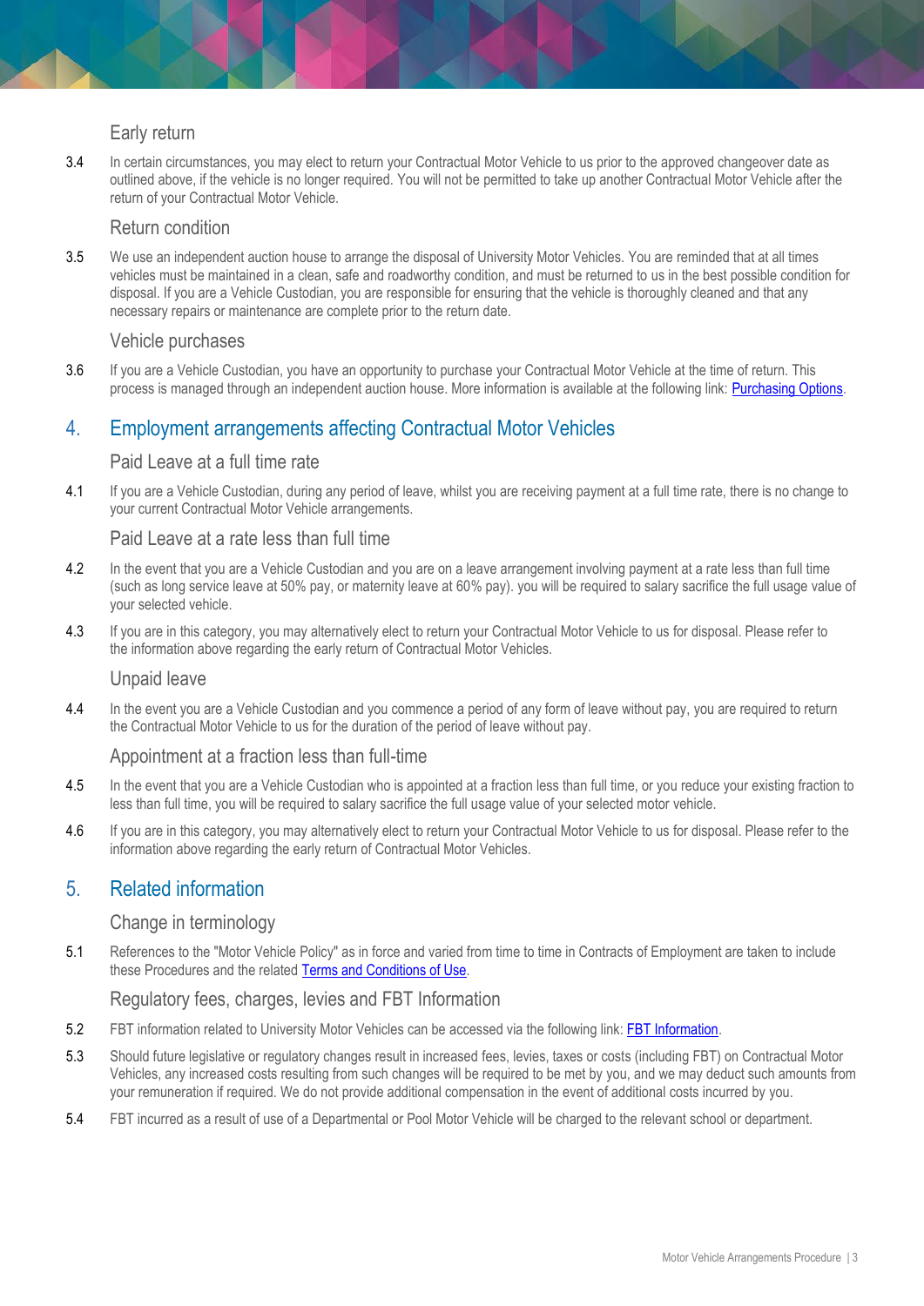### Early return

3.4 In certain circumstances, you may elect to return your Contractual Motor Vehicle to us prior to the approved changeover date as outlined above, if the vehicle is no longer required. You will not be permitted to take up another Contractual Motor Vehicle after the return of your Contractual Motor Vehicle.

### Return condition

3.5 We use an independent auction house to arrange the disposal of University Motor Vehicles. You are reminded that at all times vehicles must be maintained in a clean, safe and roadworthy condition, and must be returned to us in the best possible condition for disposal. If you are a Vehicle Custodian, you are responsible for ensuring that the vehicle is thoroughly cleaned and that any necessary repairs or maintenance are complete prior to the return date.

### Vehicle purchases

3.6 If you are a Vehicle Custodian, you have an opportunity to purchase your Contractual Motor Vehicle at the time of return. This process is managed through an independent auction house. More information is available at the following link: Purchasing Options.

## 4. Employment arrangements affecting Contractual Motor Vehicles

### Paid Leave at a full time rate

4.1 If you are a Vehicle Custodian, during any period of leave, whilst you are receiving payment at a full time rate, there is no change to your current Contractual Motor Vehicle arrangements.

### Paid Leave at a rate less than full time

4.2 In the event that you are a Vehicle Custodian and you are on a leave arrangement involving payment at a rate less than full time (such as long service leave at 50% pay, or maternity leave at 60% pay). you will be required to salary sacrifice the full usage value of your selected vehicle.

4.3 If you are in this category, you may alternatively elect to return your Contractual Motor Vehicle to us for disposal. Please refer to the information above regarding the early return of Contractual Motor Vehicles.

### Unpaid leave

4.4 In the event you are a Vehicle Custodian and you commence a period of any form of leave without pay, you are required to return the Contractual Motor Vehicle to us for the duration of the period of leave without pay.

### Appointment at a fraction less than full-time

4.5 In the event that you are a Vehicle Custodian who is appointed at a fraction less than full time, or you reduce your existing fraction to less than full time, you will be required to salary sacrifice the full usage value of your selected motor vehicle.

4.6 If you are in this category, you may alternatively elect to return your Contractual Motor Vehicle to us for disposal. Please refer to the information above regarding the early return of Contractual Motor Vehicles.

## 5. Related information

### Change in terminology

5.1 References to the "Motor Vehicle Policy" as in force and varied from time to time in Contracts of Employment are taken to include these Procedures and the related Terms and Conditions of Use.

### Regulatory fees, charges, levies and FBT Information

5.2 FBT information related to University Motor Vehicles can be accessed via the following link: FBT Information.

5.3 Should future legislative or regulatory changes result in increased fees, levies, taxes or costs (including FBT) on Contractual Motor Vehicles, any increased costs resulting from such changes will be required to be met by you, and we may deduct such amounts from your remuneration if required. We do not provide additional compensation in the event of additional costs incurred by you.

5.4 FBT incurred as a result of use of a Departmental or Pool Motor Vehicle will be charged to the relevant school or department.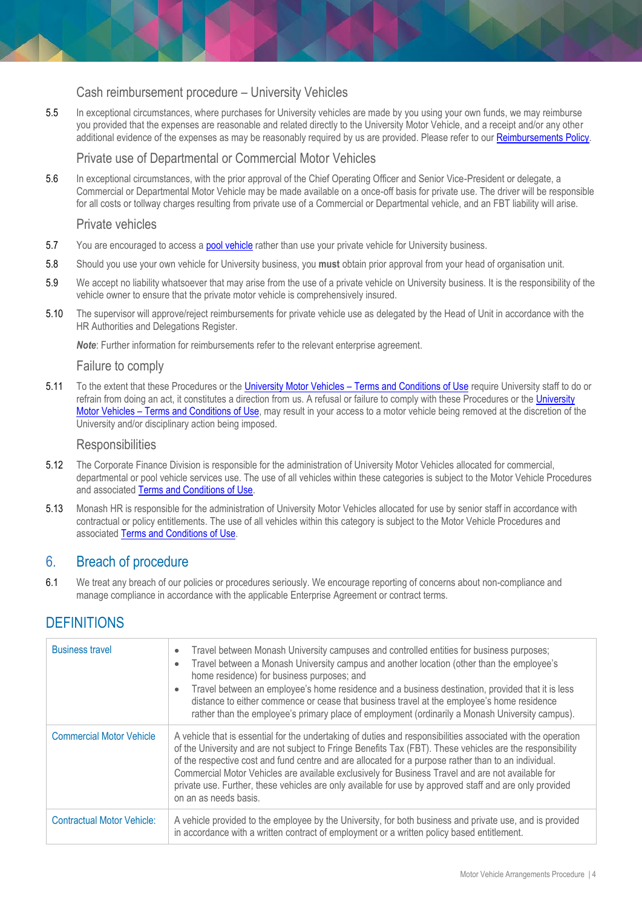### Cash reimbursement procedure – University Vehicles

5.5 In exceptional circumstances, where purchases for University vehicles are made by you using your own funds, we may reimburse you provided that the expenses are reasonable and related directly to the University Motor Vehicle, and a receipt and/or any other additional evidence of the expenses as may be reasonably required by us are provided. Please refer to our Reimbursements Policy.

### Private use of Departmental or Commercial Motor Vehicles

5.6 In exceptional circumstances, with the prior approval of the Chief Operating Officer and Senior Vice-President or delegate, a Commercial or Departmental Motor Vehicle may be made available on a once-off basis for private use. The driver will be responsible for all costs or tollway charges resulting from private use of a Commercial or Departmental vehicle, and an FBT liability will arise.

### Private vehicles

5.7 You are encouraged to access a pool vehicle rather than use your private vehicle for University business.

5.8 Should you use your own vehicle for University business, you **must** obtain prior approval from your head of organisation unit.

5.9 We accept no liability whatsoever that may arise from the use of a private vehicle on University business. It is the responsibility of the vehicle owner to ensure that the private motor vehicle is comprehensively insured.

5.10 The supervisor will approve/reject reimbursements for private vehicle use as delegated by the Head of Unit in accordance with the HR Authorities and Delegations Register.

***Note***: Further information for reimbursements refer to the relevant enterprise agreement.

### Failure to comply

5.11 To the extent that these Procedures or the University Motor Vehicles – Terms and Conditions of Use require University staff to do or refrain from doing an act, it constitutes a direction from us. A refusal or failure to comply with these Procedures or the University Motor Vehicles – Terms and Conditions of Use, may result in your access to a motor vehicle being removed at the discretion of the University and/or disciplinary action being imposed.

### Responsibilities

5.12 The Corporate Finance Division is responsible for the administration of University Motor Vehicles allocated for commercial, departmental or pool vehicle services use. The use of all vehicles within these categories is subject to the Motor Vehicle Procedures and associated Terms and Conditions of Use.

5.13 Monash HR is responsible for the administration of University Motor Vehicles allocated for use by senior staff in accordance with contractual or policy entitlements. The use of all vehicles within this category is subject to the Motor Vehicle Procedures and associated Terms and Conditions of Use.

## 6. Breach of procedure

6.1 We treat any breach of our policies or procedures seriously. We encourage reporting of concerns about non-compliance and manage compliance in accordance with the applicable Enterprise Agreement or contract terms.

## DEFINITIONS

| | |
|---|---|
| Business travel | • Travel between Monash University campuses and controlled entities for business purposes;<br>• Travel between a Monash University campus and another location (other than the employee's home residence) for business purposes; and<br>• Travel between an employee's home residence and a business destination, provided that it is less distance to either commence or cease that business travel at the employee's home residence rather than the employee's primary place of employment (ordinarily a Monash University campus). |
| Commercial Motor Vehicle | A vehicle that is essential for the undertaking of duties and responsibilities associated with the operation of the University and are not subject to Fringe Benefits Tax (FBT). These vehicles are the responsibility of the respective cost and fund centre and are allocated for a purpose rather than to an individual. Commercial Motor Vehicles are available exclusively for Business Travel and are not available for private use. Further, these vehicles are only available for use by approved staff and are only provided on an as needs basis. |
| Contractual Motor Vehicle: | A vehicle provided to the employee by the University, for both business and private use, and is provided in accordance with a written contract of employment or a written policy based entitlement. |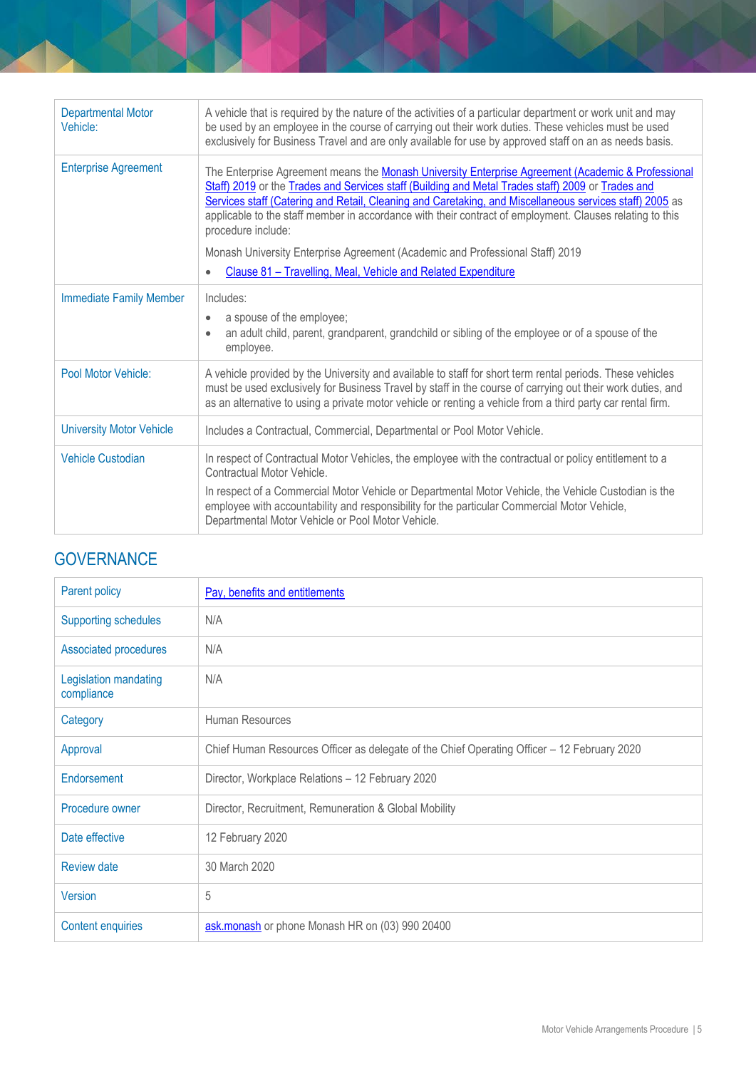| | |
|---|---|
| Departmental Motor Vehicle: | A vehicle that is required by the nature of the activities of a particular department or work unit and may be used by an employee in the course of carrying out their work duties. These vehicles must be used exclusively for Business Travel and are only available for use by approved staff on an as needs basis. |
| Enterprise Agreement | The Enterprise Agreement means the Monash University Enterprise Agreement (Academic & Professional Staff) 2019 or the Trades and Services staff (Building and Metal Trades staff) 2009 or Trades and Services staff (Catering and Retail, Cleaning and Caretaking, and Miscellaneous services staff) 2005 as applicable to the staff member in accordance with their contract of employment. Clauses relating to this procedure include:<br><br>Monash University Enterprise Agreement (Academic and Professional Staff) 2019<br>• Clause 81 – Travelling, Meal, Vehicle and Related Expenditure |
| Immediate Family Member | Includes:<br>• a spouse of the employee;<br>• an adult child, parent, grandparent, grandchild or sibling of the employee or of a spouse of the employee. |
| Pool Motor Vehicle: | A vehicle provided by the University and available to staff for short term rental periods. These vehicles must be used exclusively for Business Travel by staff in the course of carrying out their work duties, and as an alternative to using a private motor vehicle or renting a vehicle from a third party car rental firm. |
| University Motor Vehicle | Includes a Contractual, Commercial, Departmental or Pool Motor Vehicle. |
| Vehicle Custodian | In respect of Contractual Motor Vehicles, the employee with the contractual or policy entitlement to a Contractual Motor Vehicle.<br><br>In respect of a Commercial Motor Vehicle or Departmental Motor Vehicle, the Vehicle Custodian is the employee with accountability and responsibility for the particular Commercial Motor Vehicle, Departmental Motor Vehicle or Pool Motor Vehicle. |

## GOVERNANCE

| | |
|---|---|
| Parent policy | Pay, benefits and entitlements |
| Supporting schedules | N/A |
| Associated procedures | N/A |
| Legislation mandating compliance | N/A |
| Category | Human Resources |
| Approval | Chief Human Resources Officer as delegate of the Chief Operating Officer – 12 February 2020 |
| Endorsement | Director, Workplace Relations – 12 February 2020 |
| Procedure owner | Director, Recruitment, Remuneration & Global Mobility |
| Date effective | 12 February 2020 |
| Review date | 30 March 2020 |
| Version | 5 |
| Content enquiries | ask.monash or phone Monash HR on (03) 990 20400 |